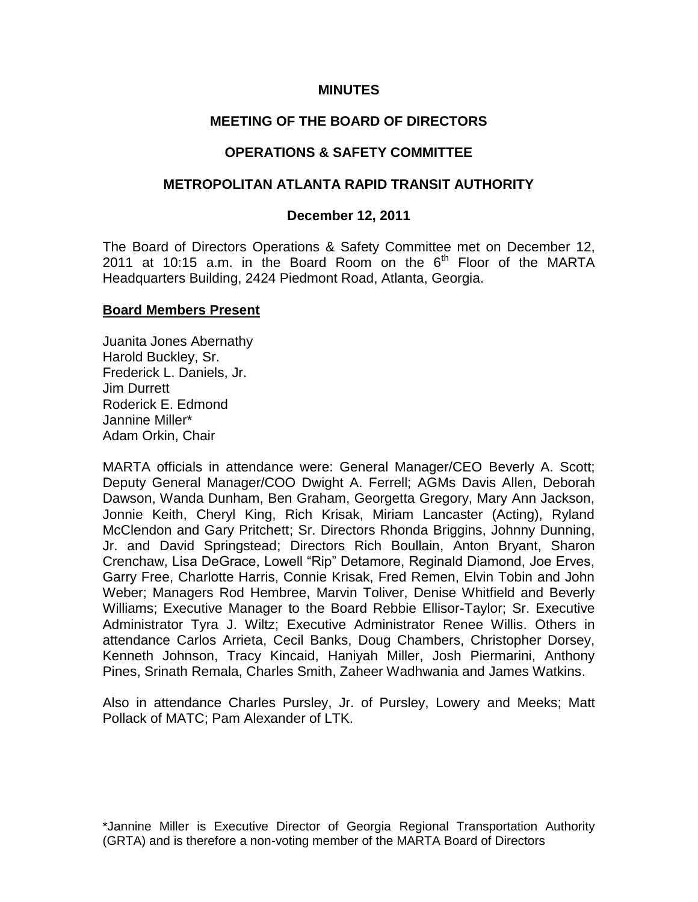**MINUTES**

**MEETING OF THE BOARD OF DIRECTORS**

**OPERATIONS & SAFETY COMMITTEE**

**METROPOLITAN ATLANTA RAPID TRANSIT AUTHORITY**

**December 12, 2011**

The Board of Directors Operations & Safety Committee met on December 12, 2011 at 10:15 a.m. in the Board Room on the 6th Floor of the MARTA Headquarters Building, 2424 Piedmont Road, Atlanta, Georgia.

**Board Members Present**

Juanita Jones Abernathy
Harold Buckley, Sr.
Frederick L. Daniels, Jr.
Jim Durrett
Roderick E. Edmond
Jannine Miller*
Adam Orkin, Chair

MARTA officials in attendance were: General Manager/CEO Beverly A. Scott; Deputy General Manager/COO Dwight A. Ferrell; AGMs Davis Allen, Deborah Dawson, Wanda Dunham, Ben Graham, Georgetta Gregory, Mary Ann Jackson, Jonnie Keith, Cheryl King, Rich Krisak, Miriam Lancaster (Acting), Ryland McClendon and Gary Pritchett; Sr. Directors Rhonda Briggins, Johnny Dunning, Jr. and David Springstead; Directors Rich Boullain, Anton Bryant, Sharon Crenchaw, Lisa DeGrace, Lowell "Rip" Detamore, Reginald Diamond, Joe Erves, Garry Free, Charlotte Harris, Connie Krisak, Fred Remen, Elvin Tobin and John Weber; Managers Rod Hembree, Marvin Toliver, Denise Whitfield and Beverly Williams; Executive Manager to the Board Rebbie Ellisor-Taylor; Sr. Executive Administrator Tyra J. Wiltz; Executive Administrator Renee Willis. Others in attendance Carlos Arrieta, Cecil Banks, Doug Chambers, Christopher Dorsey, Kenneth Johnson, Tracy Kincaid, Haniyah Miller, Josh Piermarini, Anthony Pines, Srinath Remala, Charles Smith, Zaheer Wadhwania and James Watkins.

Also in attendance Charles Pursley, Jr. of Pursley, Lowery and Meeks; Matt Pollack of MATC; Pam Alexander of LTK.

*Jannine Miller is Executive Director of Georgia Regional Transportation Authority (GRTA) and is therefore a non-voting member of the MARTA Board of Directors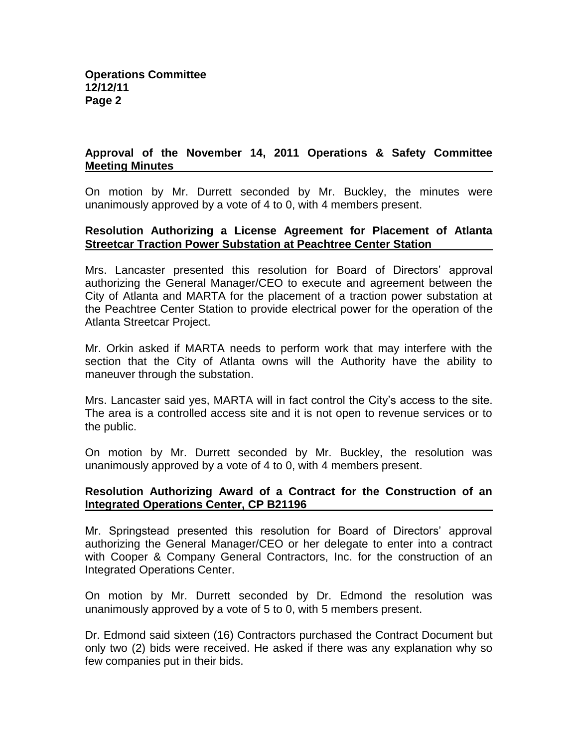**Approval of the November 14, 2011 Operations & Safety Committee Meeting Minutes**

On motion by Mr. Durrett seconded by Mr. Buckley, the minutes were unanimously approved by a vote of 4 to 0, with 4 members present.

**Resolution Authorizing a License Agreement for Placement of Atlanta Streetcar Traction Power Substation at Peachtree Center Station**

Mrs. Lancaster presented this resolution for Board of Directors' approval authorizing the General Manager/CEO to execute and agreement between the City of Atlanta and MARTA for the placement of a traction power substation at the Peachtree Center Station to provide electrical power for the operation of the Atlanta Streetcar Project.

Mr. Orkin asked if MARTA needs to perform work that may interfere with the section that the City of Atlanta owns will the Authority have the ability to maneuver through the substation.

Mrs. Lancaster said yes, MARTA will in fact control the City's access to the site. The area is a controlled access site and it is not open to revenue services or to the public.

On motion by Mr. Durrett seconded by Mr. Buckley, the resolution was unanimously approved by a vote of 4 to 0, with 4 members present.

**Resolution Authorizing Award of a Contract for the Construction of an Integrated Operations Center, CP B21196**

Mr. Springstead presented this resolution for Board of Directors' approval authorizing the General Manager/CEO or her delegate to enter into a contract with Cooper & Company General Contractors, Inc. for the construction of an Integrated Operations Center.

On motion by Mr. Durrett seconded by Dr. Edmond the resolution was unanimously approved by a vote of 5 to 0, with 5 members present.

Dr. Edmond said sixteen (16) Contractors purchased the Contract Document but only two (2) bids were received. He asked if there was any explanation why so few companies put in their bids.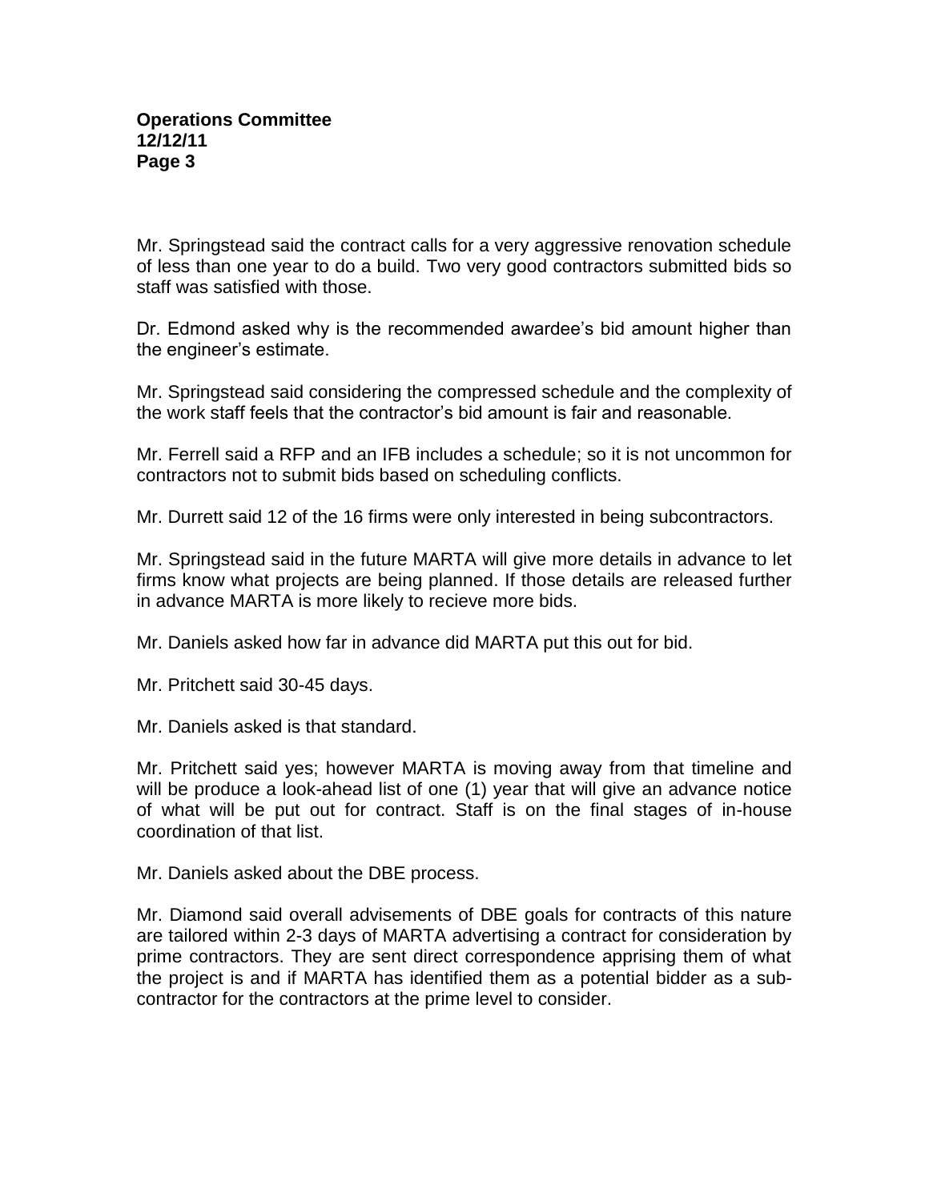Mr. Springstead said the contract calls for a very aggressive renovation schedule of less than one year to do a build. Two very good contractors submitted bids so staff was satisfied with those.

Dr. Edmond asked why is the recommended awardee's bid amount higher than the engineer's estimate.

Mr. Springstead said considering the compressed schedule and the complexity of the work staff feels that the contractor's bid amount is fair and reasonable.

Mr. Ferrell said a RFP and an IFB includes a schedule; so it is not uncommon for contractors not to submit bids based on scheduling conflicts.

Mr. Durrett said 12 of the 16 firms were only interested in being subcontractors.

Mr. Springstead said in the future MARTA will give more details in advance to let firms know what projects are being planned. If those details are released further in advance MARTA is more likely to recieve more bids.

Mr. Daniels asked how far in advance did MARTA put this out for bid.

Mr. Pritchett said 30-45 days.

Mr. Daniels asked is that standard.

Mr. Pritchett said yes; however MARTA is moving away from that timeline and will be produce a look-ahead list of one (1) year that will give an advance notice of what will be put out for contract. Staff is on the final stages of in-house coordination of that list.

Mr. Daniels asked about the DBE process.

Mr. Diamond said overall advisements of DBE goals for contracts of this nature are tailored within 2-3 days of MARTA advertising a contract for consideration by prime contractors. They are sent direct correspondence apprising them of what the project is and if MARTA has identified them as a potential bidder as a sub-contractor for the contractors at the prime level to consider.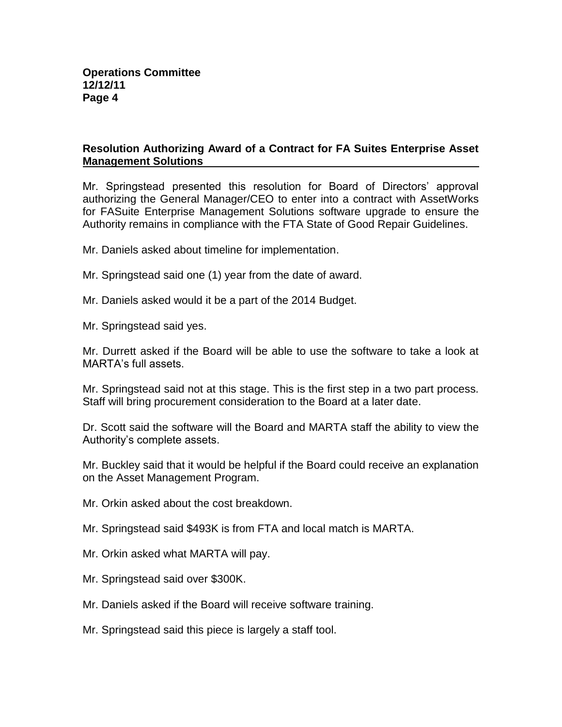## Resolution Authorizing Award of a Contract for FA Suites Enterprise Asset Management Solutions

Mr. Springstead presented this resolution for Board of Directors' approval authorizing the General Manager/CEO to enter into a contract with AssetWorks for FASuite Enterprise Management Solutions software upgrade to ensure the Authority remains in compliance with the FTA State of Good Repair Guidelines.

Mr. Daniels asked about timeline for implementation.

Mr. Springstead said one (1) year from the date of award.

Mr. Daniels asked would it be a part of the 2014 Budget.

Mr. Springstead said yes.

Mr. Durrett asked if the Board will be able to use the software to take a look at MARTA's full assets.

Mr. Springstead said not at this stage. This is the first step in a two part process. Staff will bring procurement consideration to the Board at a later date.

Dr. Scott said the software will the Board and MARTA staff the ability to view the Authority's complete assets.

Mr. Buckley said that it would be helpful if the Board could receive an explanation on the Asset Management Program.

Mr. Orkin asked about the cost breakdown.

Mr. Springstead said $493K is from FTA and local match is MARTA.

Mr. Orkin asked what MARTA will pay.

Mr. Springstead said over $300K.

Mr. Daniels asked if the Board will receive software training.

Mr. Springstead said this piece is largely a staff tool.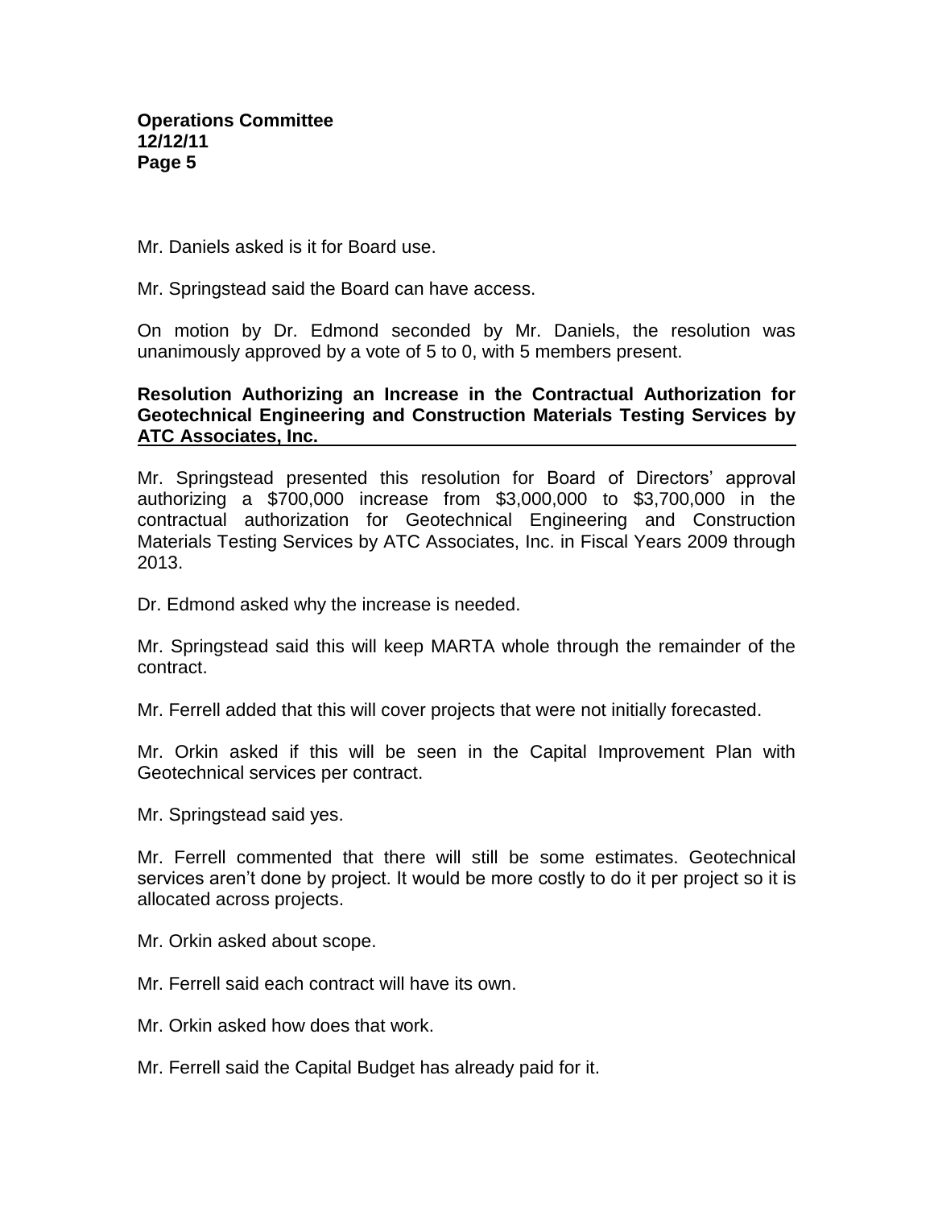Mr. Daniels asked is it for Board use.

Mr. Springstead said the Board can have access.

On motion by Dr. Edmond seconded by Mr. Daniels, the resolution was unanimously approved by a vote of 5 to 0, with 5 members present.

**Resolution Authorizing an Increase in the Contractual Authorization for Geotechnical Engineering and Construction Materials Testing Services by ATC Associates, Inc.**

Mr. Springstead presented this resolution for Board of Directors' approval authorizing a $700,000 increase from $3,000,000 to $3,700,000 in the contractual authorization for Geotechnical Engineering and Construction Materials Testing Services by ATC Associates, Inc. in Fiscal Years 2009 through 2013.

Dr. Edmond asked why the increase is needed.

Mr. Springstead said this will keep MARTA whole through the remainder of the contract.

Mr. Ferrell added that this will cover projects that were not initially forecasted.

Mr. Orkin asked if this will be seen in the Capital Improvement Plan with Geotechnical services per contract.

Mr. Springstead said yes.

Mr. Ferrell commented that there will still be some estimates. Geotechnical services aren't done by project. It would be more costly to do it per project so it is allocated across projects.

Mr. Orkin asked about scope.

Mr. Ferrell said each contract will have its own.

Mr. Orkin asked how does that work.

Mr. Ferrell said the Capital Budget has already paid for it.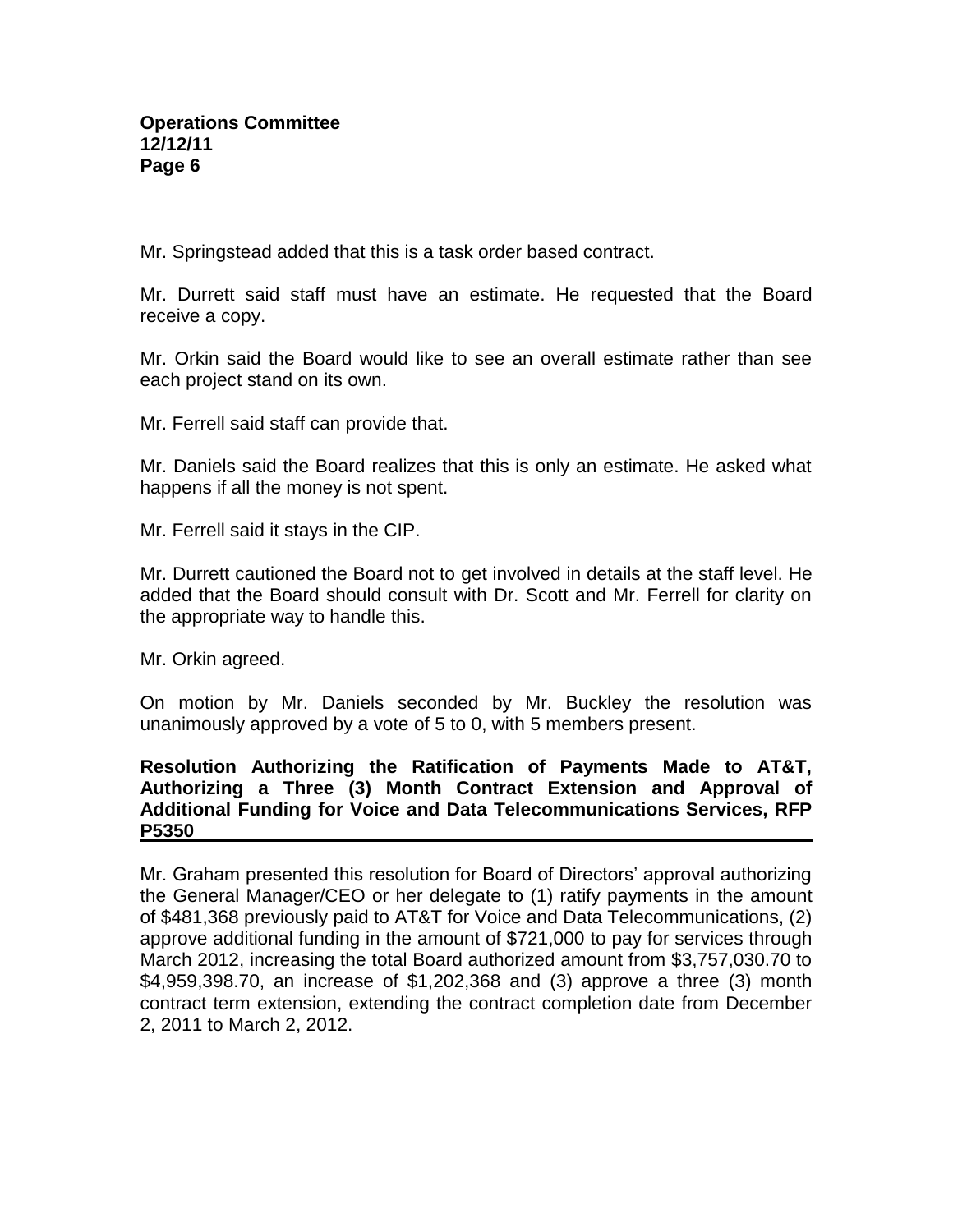Mr. Springstead added that this is a task order based contract.

Mr. Durrett said staff must have an estimate. He requested that the Board receive a copy.

Mr. Orkin said the Board would like to see an overall estimate rather than see each project stand on its own.

Mr. Ferrell said staff can provide that.

Mr. Daniels said the Board realizes that this is only an estimate. He asked what happens if all the money is not spent.

Mr. Ferrell said it stays in the CIP.

Mr. Durrett cautioned the Board not to get involved in details at the staff level. He added that the Board should consult with Dr. Scott and Mr. Ferrell for clarity on the appropriate way to handle this.

Mr. Orkin agreed.

On motion by Mr. Daniels seconded by Mr. Buckley the resolution was unanimously approved by a vote of 5 to 0, with 5 members present.

**Resolution Authorizing the Ratification of Payments Made to AT&T, Authorizing a Three (3) Month Contract Extension and Approval of Additional Funding for Voice and Data Telecommunications Services, RFP P5350**

Mr. Graham presented this resolution for Board of Directors' approval authorizing the General Manager/CEO or her delegate to (1) ratify payments in the amount of $481,368 previously paid to AT&T for Voice and Data Telecommunications, (2) approve additional funding in the amount of $721,000 to pay for services through March 2012, increasing the total Board authorized amount from $3,757,030.70 to $4,959,398.70, an increase of $1,202,368 and (3) approve a three (3) month contract term extension, extending the contract completion date from December 2, 2011 to March 2, 2012.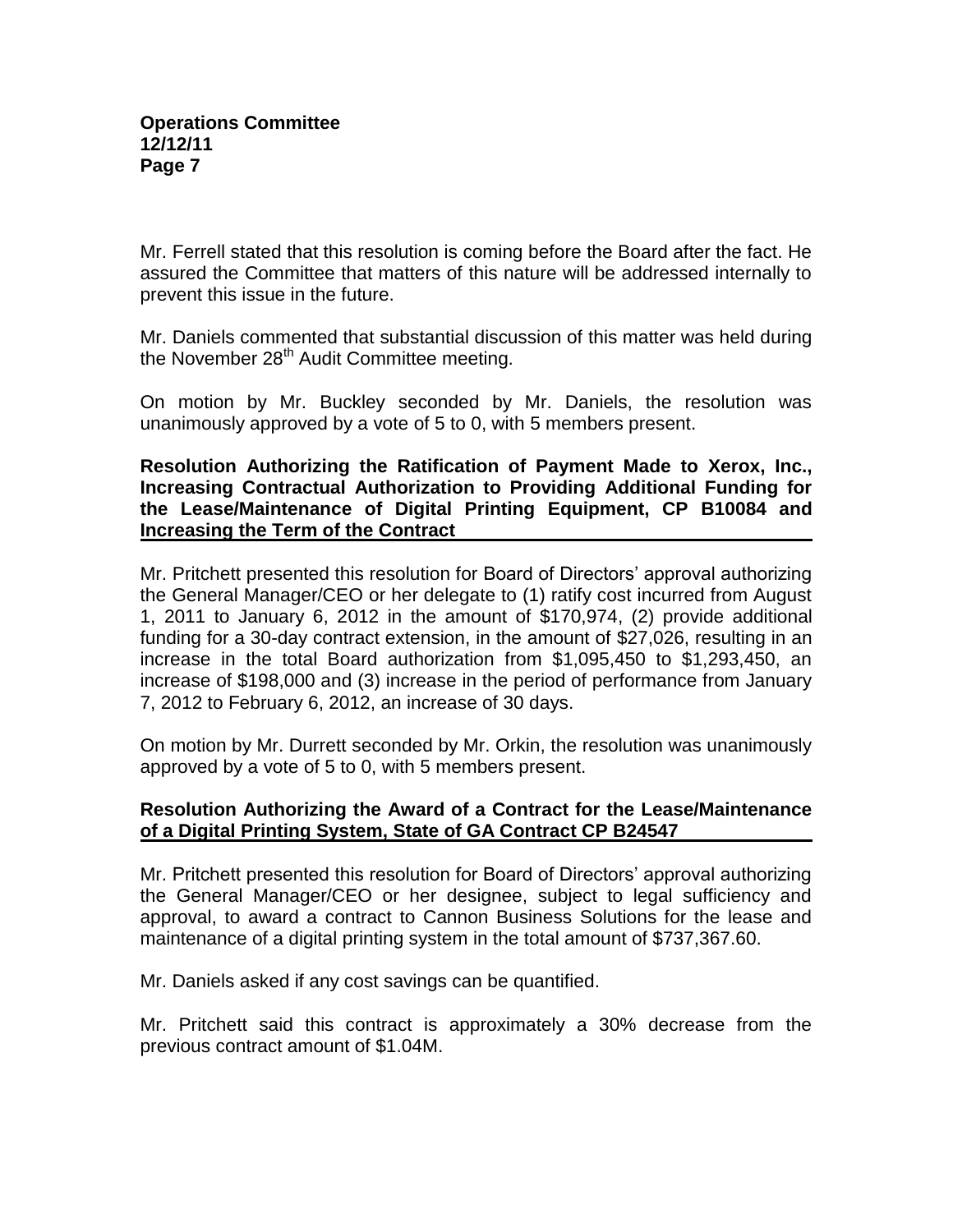Mr. Ferrell stated that this resolution is coming before the Board after the fact. He assured the Committee that matters of this nature will be addressed internally to prevent this issue in the future.

Mr. Daniels commented that substantial discussion of this matter was held during the November 28th Audit Committee meeting.

On motion by Mr. Buckley seconded by Mr. Daniels, the resolution was unanimously approved by a vote of 5 to 0, with 5 members present.

**<u>Resolution Authorizing the Ratification of Payment Made to Xerox, Inc., Increasing Contractual Authorization to Providing Additional Funding for the Lease/Maintenance of Digital Printing Equipment, CP B10084 and Increasing the Term of the Contract</u>**

Mr. Pritchett presented this resolution for Board of Directors' approval authorizing the General Manager/CEO or her delegate to (1) ratify cost incurred from August 1, 2011 to January 6, 2012 in the amount of $170,974, (2) provide additional funding for a 30-day contract extension, in the amount of $27,026, resulting in an increase in the total Board authorization from $1,095,450 to $1,293,450, an increase of $198,000 and (3) increase in the period of performance from January 7, 2012 to February 6, 2012, an increase of 30 days.

On motion by Mr. Durrett seconded by Mr. Orkin, the resolution was unanimously approved by a vote of 5 to 0, with 5 members present.

**<u>Resolution Authorizing the Award of a Contract for the Lease/Maintenance of a Digital Printing System, State of GA Contract CP B24547</u>**

Mr. Pritchett presented this resolution for Board of Directors' approval authorizing the General Manager/CEO or her designee, subject to legal sufficiency and approval, to award a contract to Cannon Business Solutions for the lease and maintenance of a digital printing system in the total amount of $737,367.60.

Mr. Daniels asked if any cost savings can be quantified.

Mr. Pritchett said this contract is approximately a 30% decrease from the previous contract amount of $1.04M.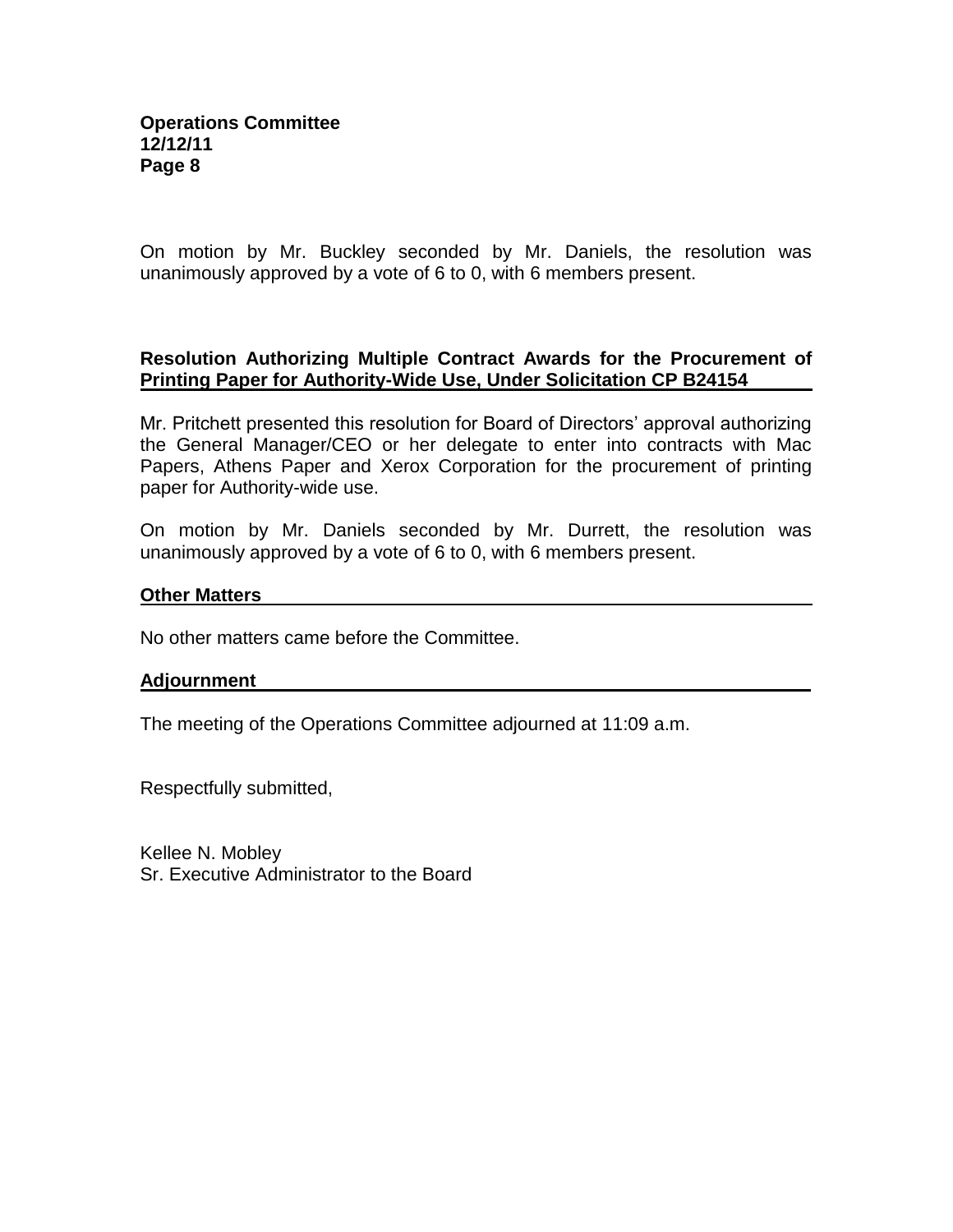On motion by Mr. Buckley seconded by Mr. Daniels, the resolution was unanimously approved by a vote of 6 to 0, with 6 members present.

**Resolution Authorizing Multiple Contract Awards for the Procurement of Printing Paper for Authority-Wide Use, Under Solicitation CP B24154**

Mr. Pritchett presented this resolution for Board of Directors' approval authorizing the General Manager/CEO or her delegate to enter into contracts with Mac Papers, Athens Paper and Xerox Corporation for the procurement of printing paper for Authority-wide use.

On motion by Mr. Daniels seconded by Mr. Durrett, the resolution was unanimously approved by a vote of 6 to 0, with 6 members present.

**Other Matters**

No other matters came before the Committee.

**Adjournment**

The meeting of the Operations Committee adjourned at 11:09 a.m.

Respectfully submitted,

Kellee N. Mobley
Sr. Executive Administrator to the Board